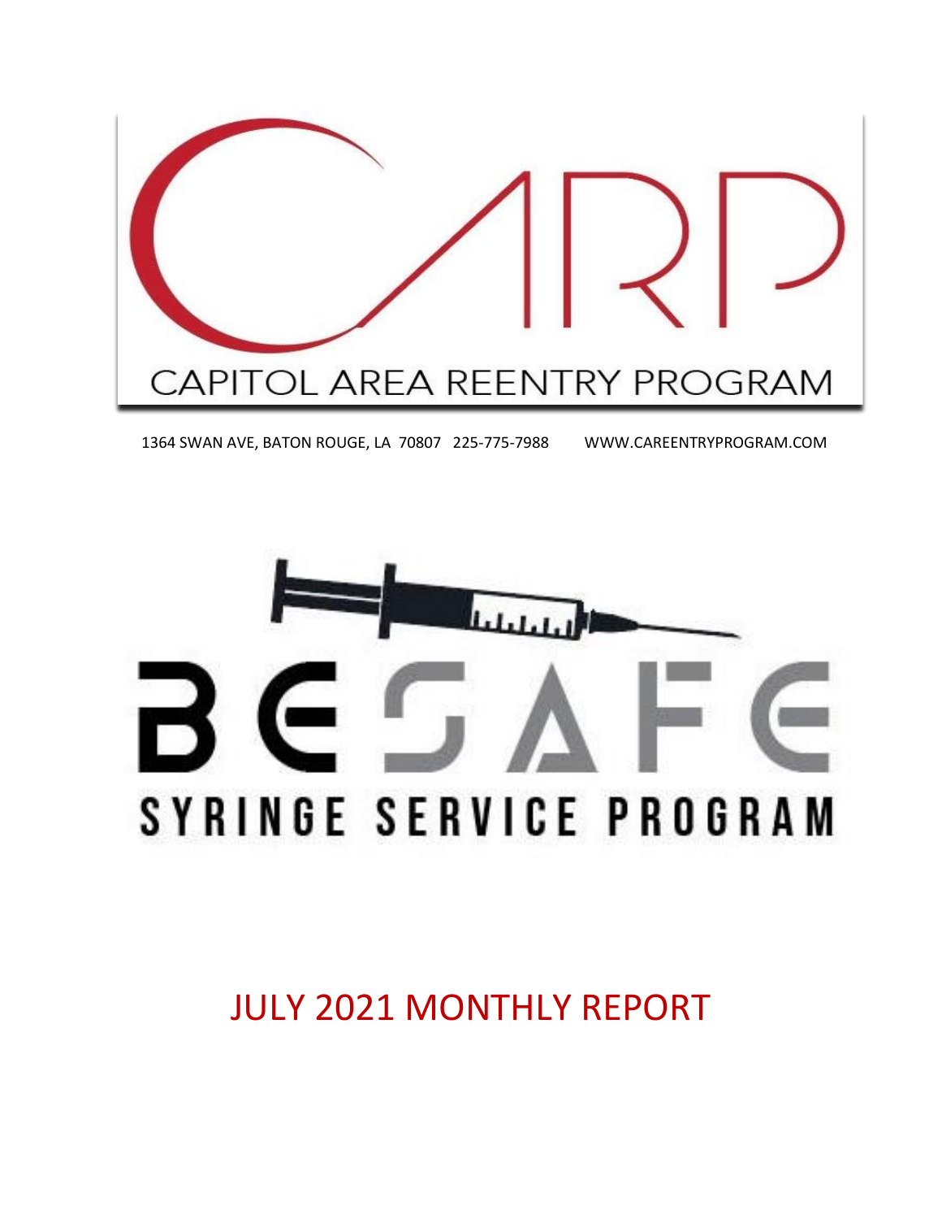# CARP

CAPITOL AREA REENTRY PROGRAM

1364 SWAN AVE, BATON ROUGE, LA 70807 225-775-7988 WWW.CAREENTRYPROGRAM.COM

# BE SAFE

## SYRINGE SERVICE PROGRAM

# JULY 2021 MONTHLY REPORT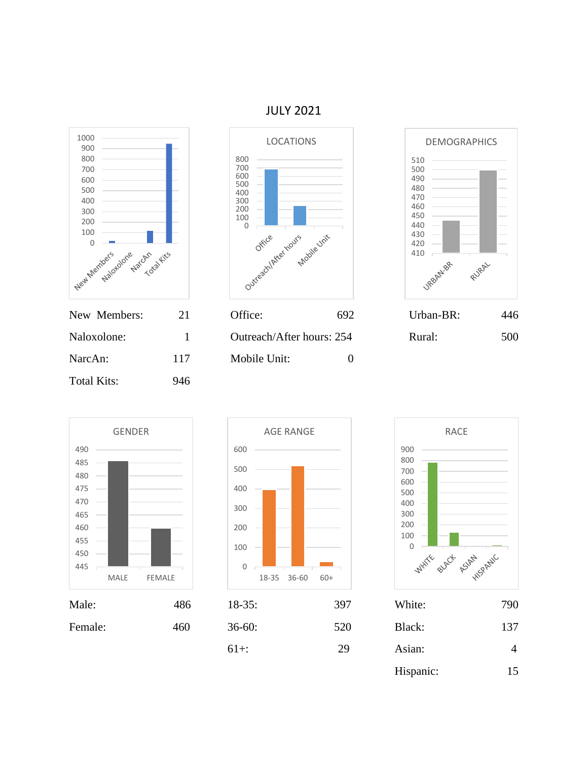# JULY 2021

| | |
|---|---|
| New Members: | 21 |
| Naloxolone: | 1 |
| NarcAn: | 117 |
| Total Kits: | 946 |

**LOCATIONS**

| | |
|---|---|
| Office: | 692 |
| Outreach/After hours: | 254 |
| Mobile Unit: | 0 |

**DEMOGRAPHICS**

| | |
|---|---|
| Urban-BR: | 446 |
| Rural: | 500 |

**GENDER**

| | |
|---|---|
| Male: | 486 |
| Female: | 460 |

**AGE RANGE**

| | |
|---|---|
| 18-35: | 397 |
| 36-60: | 520 |
| 61+: | 29 |

**RACE**

| | |
|---|---|
| White: | 790 |
| Black: | 137 |
| Asian: | 4 |
| Hispanic: | 15 |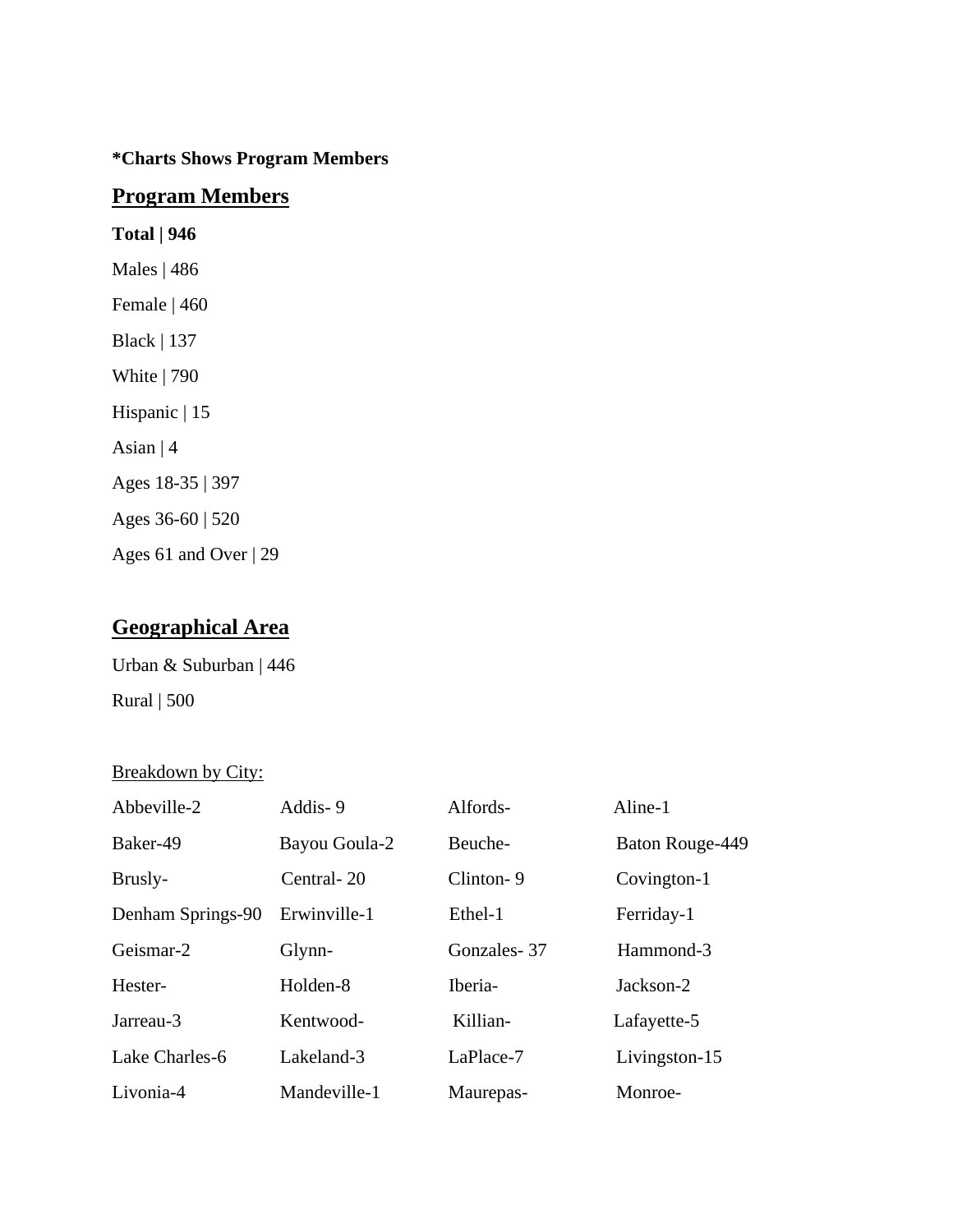**\*Charts Shows Program Members**

## Program Members

**Total | 946**

Males | 486

Female | 460

Black | 137

White | 790

Hispanic | 15

Asian | 4

Ages 18-35 | 397

Ages 36-60 | 520

Ages 61 and Over | 29

## Geographical Area

Urban & Suburban | 446

Rural | 500

Breakdown by City:

| | | | |
|---|---|---|---|
| Abbeville-2 | Addis- 9 | Alfords- | Aline-1 |
| Baker-49 | Bayou Goula-2 | Beuche- | Baton Rouge-449 |
| Brusly- | Central- 20 | Clinton- 9 | Covington-1 |
| Denham Springs-90 | Erwinville-1 | Ethel-1 | Ferriday-1 |
| Geismar-2 | Glynn- | Gonzales- 37 | Hammond-3 |
| Hester- | Holden-8 | Iberia- | Jackson-2 |
| Jarreau-3 | Kentwood- | Killian- | Lafayette-5 |
| Lake Charles-6 | Lakeland-3 | LaPlace-7 | Livingston-15 |
| Livonia-4 | Mandeville-1 | Maurepas- | Monroe- |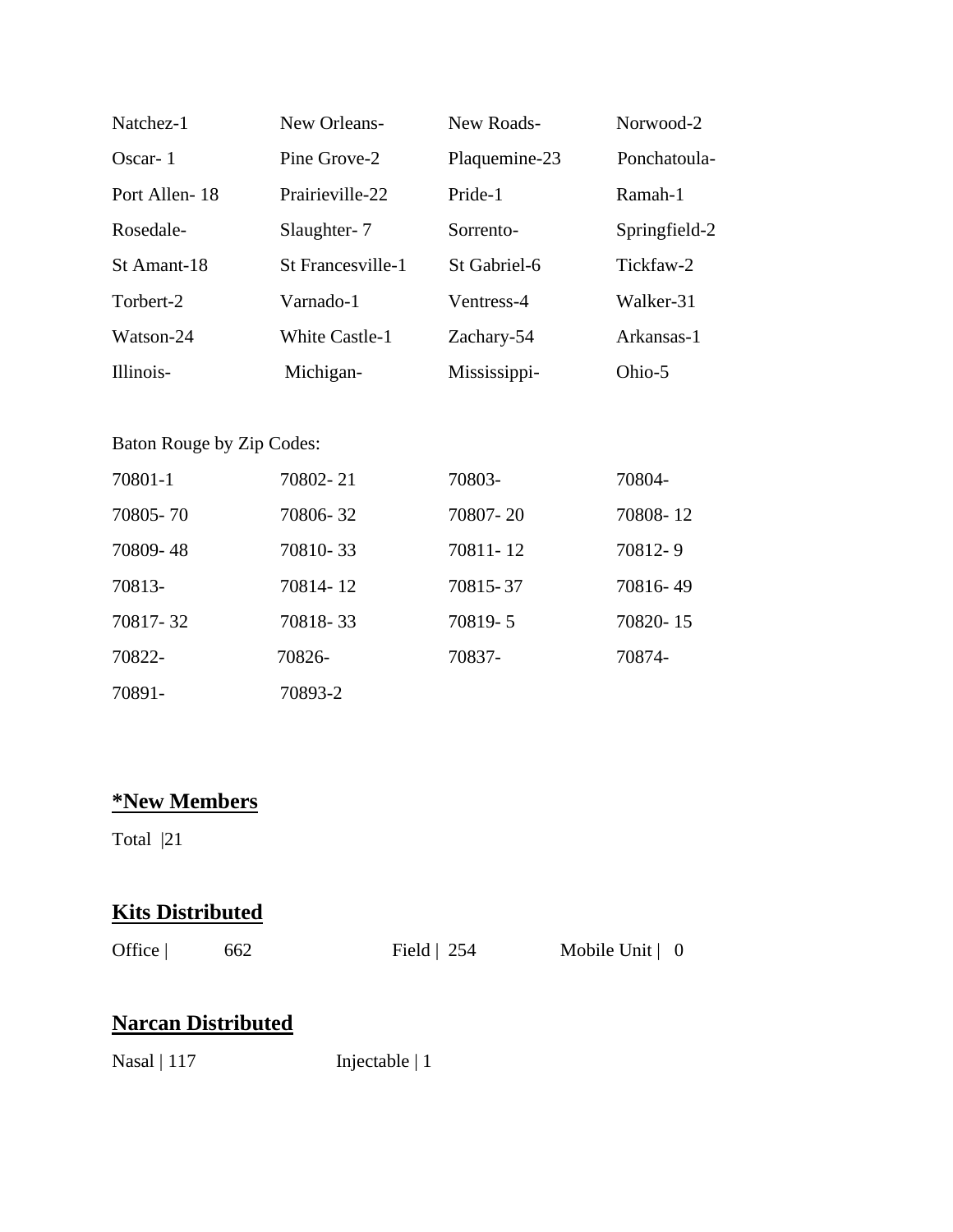| | | | |
|---|---|---|---|
| Natchez-1 | New Orleans- | New Roads- | Norwood-2 |
| Oscar- 1 | Pine Grove-2 | Plaquemine-23 | Ponchatoula- |
| Port Allen- 18 | Prairieville-22 | Pride-1 | Ramah-1 |
| Rosedale- | Slaughter- 7 | Sorrento- | Springfield-2 |
| St Amant-18 | St Francesville-1 | St Gabriel-6 | Tickfaw-2 |
| Torbert-2 | Varnado-1 | Ventress-4 | Walker-31 |
| Watson-24 | White Castle-1 | Zachary-54 | Arkansas-1 |
| Illinois- | Michigan- | Mississippi- | Ohio-5 |

Baton Rouge by Zip Codes:

| | | | |
|---|---|---|---|
| 70801-1 | 70802- 21 | 70803- | 70804- |
| 70805- 70 | 70806- 32 | 70807- 20 | 70808- 12 |
| 70809- 48 | 70810- 33 | 70811- 12 | 70812- 9 |
| 70813- | 70814- 12 | 70815- 37 | 70816- 49 |
| 70817- 32 | 70818- 33 | 70819- 5 | 70820- 15 |
| 70822- | 70826- | 70837- | 70874- |
| 70891- | 70893-2 | | |

## *New Members

Total |21

## Kits Distributed

Office | 662 Field | 254 Mobile Unit | 0

## Narcan Distributed

Nasal | 117 Injectable | 1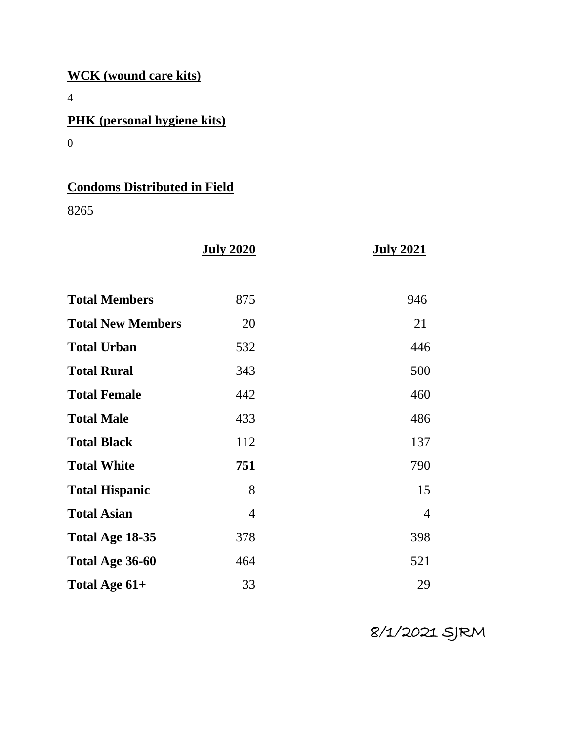**WCK (wound care kits)**

4

**PHK (personal hygiene kits)**

0

**Condoms Distributed in Field**

8265

| | **July 2020** | **July 2021** |
|---|---|---|
| **Total Members** | 875 | 946 |
| **Total New Members** | 20 | 21 |
| **Total Urban** | 532 | 446 |
| **Total Rural** | 343 | 500 |
| **Total Female** | 442 | 460 |
| **Total Male** | 433 | 486 |
| **Total Black** | 112 | 137 |
| **Total White** | **751** | 790 |
| **Total Hispanic** | 8 | 15 |
| **Total Asian** | 4 | 4 |
| **Total Age 18-35** | 378 | 398 |
| **Total Age 36-60** | 464 | 521 |
| **Total Age 61+** | 33 | 29 |

8/1/2021 SJRM